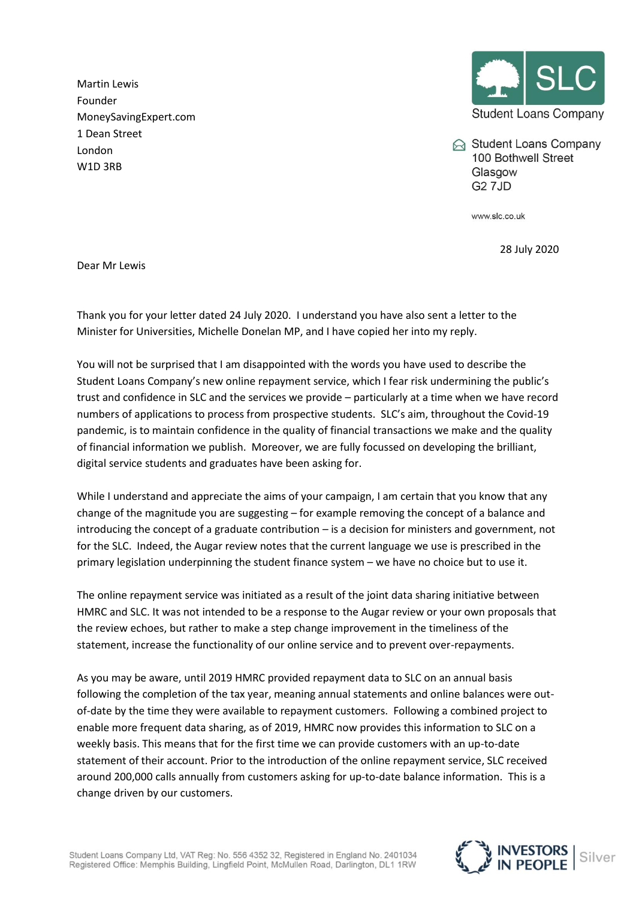Martin Lewis
Founder
MoneySavingExpert.com
1 Dean Street
London
W1D 3RB

SLC
Student Loans Company

Student Loans Company
100 Bothwell Street
Glasgow
G2 7JD

www.slc.co.uk

28 July 2020

Dear Mr Lewis

Thank you for your letter dated 24 July 2020. I understand you have also sent a letter to the Minister for Universities, Michelle Donelan MP, and I have copied her into my reply.

You will not be surprised that I am disappointed with the words you have used to describe the Student Loans Company's new online repayment service, which I fear risk undermining the public's trust and confidence in SLC and the services we provide – particularly at a time when we have record numbers of applications to process from prospective students. SLC's aim, throughout the Covid-19 pandemic, is to maintain confidence in the quality of financial transactions we make and the quality of financial information we publish. Moreover, we are fully focussed on developing the brilliant, digital service students and graduates have been asking for.

While I understand and appreciate the aims of your campaign, I am certain that you know that any change of the magnitude you are suggesting – for example removing the concept of a balance and introducing the concept of a graduate contribution – is a decision for ministers and government, not for the SLC. Indeed, the Augar review notes that the current language we use is prescribed in the primary legislation underpinning the student finance system – we have no choice but to use it.

The online repayment service was initiated as a result of the joint data sharing initiative between HMRC and SLC. It was not intended to be a response to the Augar review or your own proposals that the review echoes, but rather to make a step change improvement in the timeliness of the statement, increase the functionality of our online service and to prevent over-repayments.

As you may be aware, until 2019 HMRC provided repayment data to SLC on an annual basis following the completion of the tax year, meaning annual statements and online balances were out-of-date by the time they were available to repayment customers. Following a combined project to enable more frequent data sharing, as of 2019, HMRC now provides this information to SLC on a weekly basis. This means that for the first time we can provide customers with an up-to-date statement of their account. Prior to the introduction of the online repayment service, SLC received around 200,000 calls annually from customers asking for up-to-date balance information. This is a change driven by our customers.

Student Loans Company Ltd, VAT Reg: No. 556 4352 32, Registered in England No. 2401034
Registered Office: Memphis Building, Lingfield Point, McMullen Road, Darlington, DL1 1RW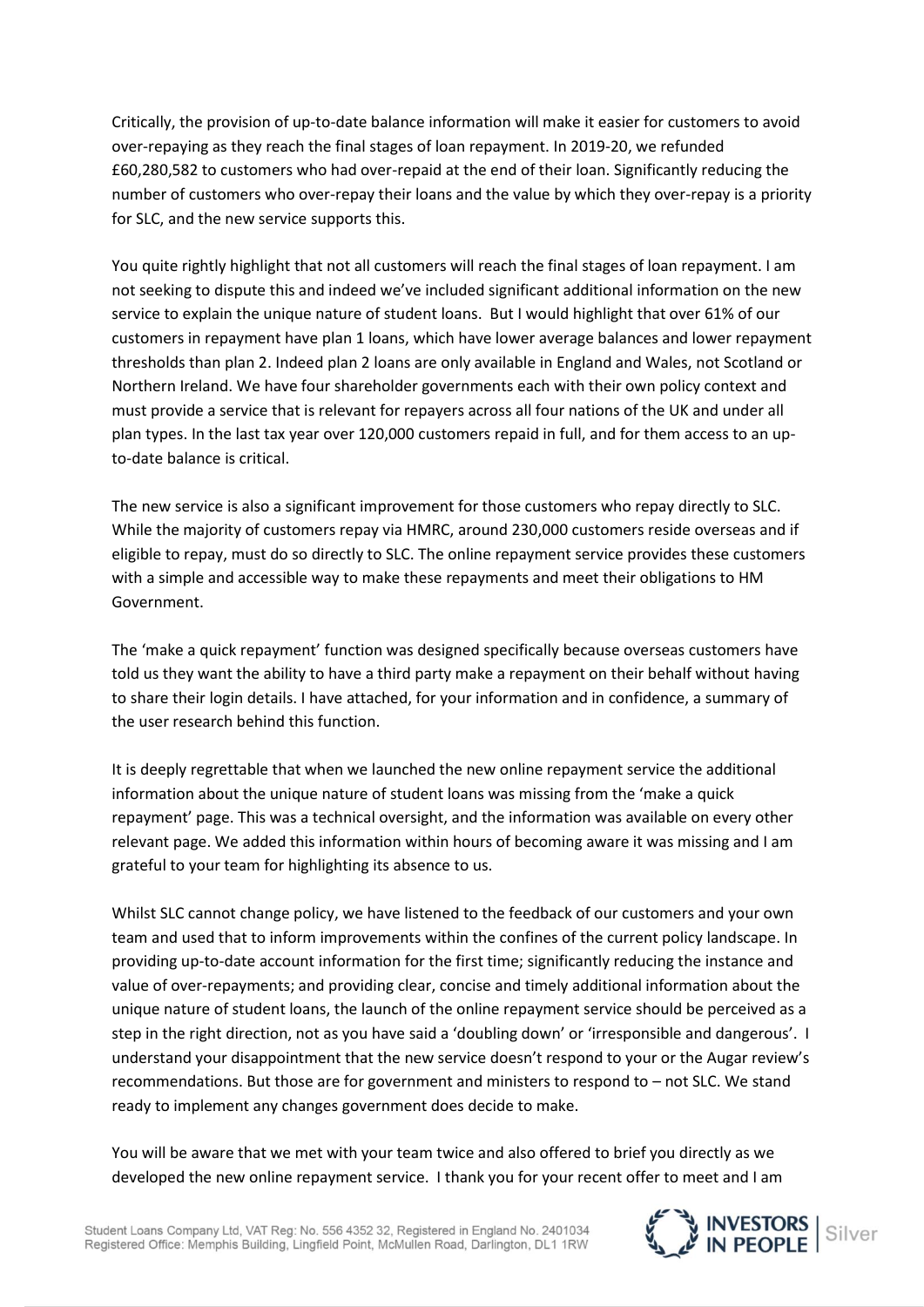Critically, the provision of up-to-date balance information will make it easier for customers to avoid over-repaying as they reach the final stages of loan repayment. In 2019-20, we refunded £60,280,582 to customers who had over-repaid at the end of their loan. Significantly reducing the number of customers who over-repay their loans and the value by which they over-repay is a priority for SLC, and the new service supports this.

You quite rightly highlight that not all customers will reach the final stages of loan repayment. I am not seeking to dispute this and indeed we've included significant additional information on the new service to explain the unique nature of student loans. But I would highlight that over 61% of our customers in repayment have plan 1 loans, which have lower average balances and lower repayment thresholds than plan 2. Indeed plan 2 loans are only available in England and Wales, not Scotland or Northern Ireland. We have four shareholder governments each with their own policy context and must provide a service that is relevant for repayers across all four nations of the UK and under all plan types. In the last tax year over 120,000 customers repaid in full, and for them access to an up-to-date balance is critical.

The new service is also a significant improvement for those customers who repay directly to SLC. While the majority of customers repay via HMRC, around 230,000 customers reside overseas and if eligible to repay, must do so directly to SLC. The online repayment service provides these customers with a simple and accessible way to make these repayments and meet their obligations to HM Government.

The 'make a quick repayment' function was designed specifically because overseas customers have told us they want the ability to have a third party make a repayment on their behalf without having to share their login details. I have attached, for your information and in confidence, a summary of the user research behind this function.

It is deeply regrettable that when we launched the new online repayment service the additional information about the unique nature of student loans was missing from the 'make a quick repayment' page. This was a technical oversight, and the information was available on every other relevant page. We added this information within hours of becoming aware it was missing and I am grateful to your team for highlighting its absence to us.

Whilst SLC cannot change policy, we have listened to the feedback of our customers and your own team and used that to inform improvements within the confines of the current policy landscape. In providing up-to-date account information for the first time; significantly reducing the instance and value of over-repayments; and providing clear, concise and timely additional information about the unique nature of student loans, the launch of the online repayment service should be perceived as a step in the right direction, not as you have said a 'doubling down' or 'irresponsible and dangerous'. I understand your disappointment that the new service doesn't respond to your or the Augar review's recommendations. But those are for government and ministers to respond to – not SLC. We stand ready to implement any changes government does decide to make.

You will be aware that we met with your team twice and also offered to brief you directly as we developed the new online repayment service. I thank you for your recent offer to meet and I am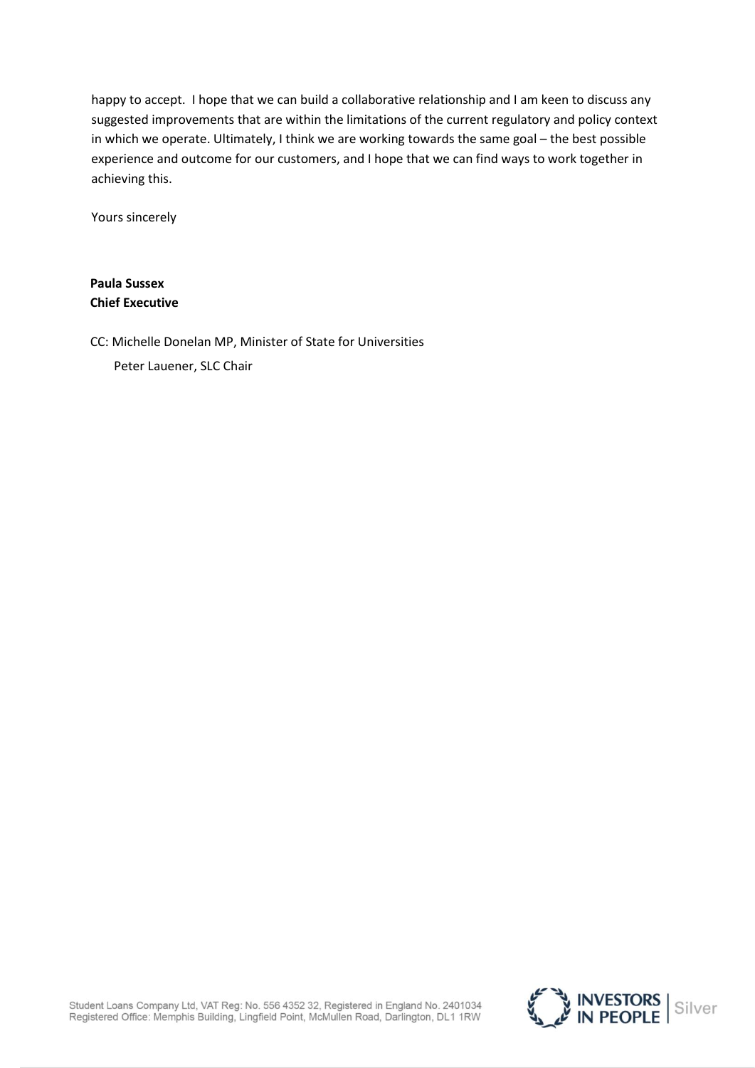happy to accept.  I hope that we can build a collaborative relationship and I am keen to discuss any suggested improvements that are within the limitations of the current regulatory and policy context in which we operate. Ultimately, I think we are working towards the same goal – the best possible experience and outcome for our customers, and I hope that we can find ways to work together in achieving this.

Yours sincerely

**Paula Sussex**
**Chief Executive**

CC: Michelle Donelan MP, Minister of State for Universities
Peter Lauener, SLC Chair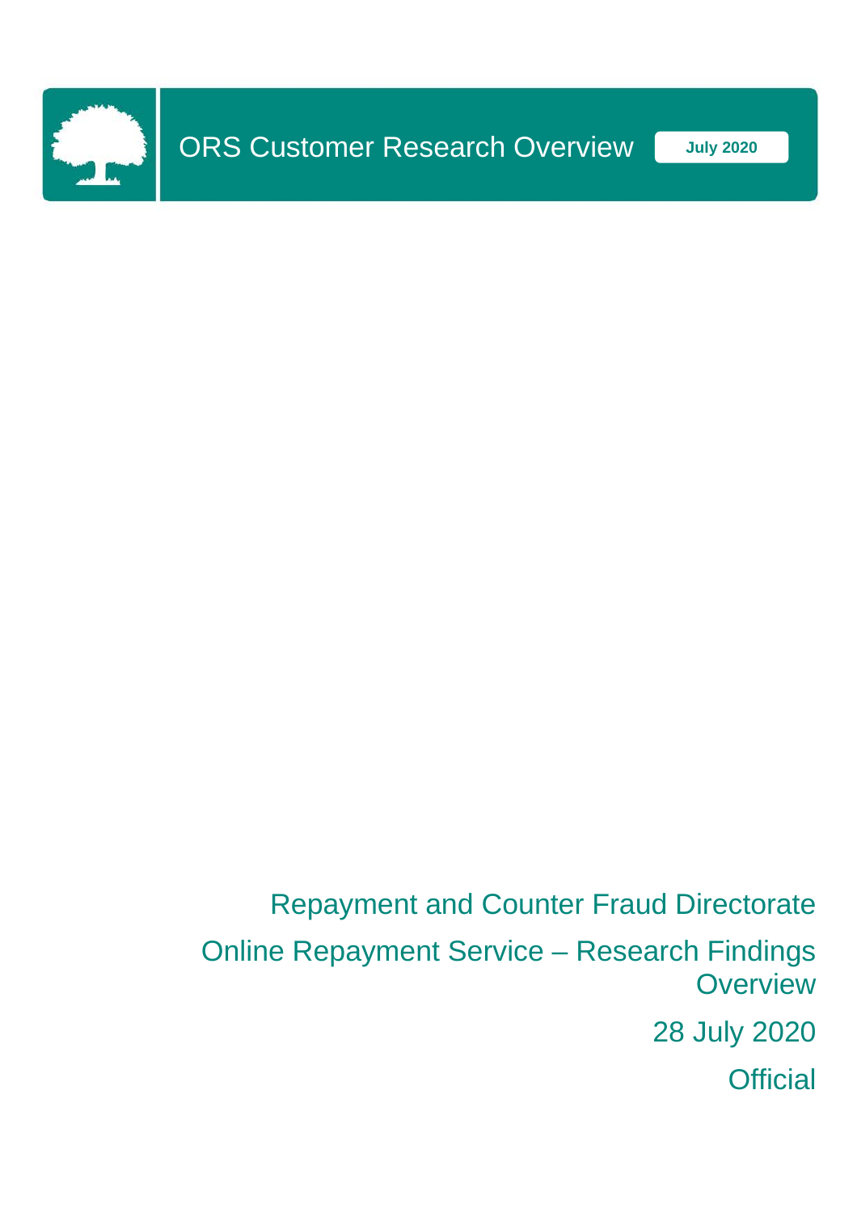# ORS Customer Research Overview

July 2020

Repayment and Counter Fraud Directorate

Online Repayment Service – Research Findings Overview

28 July 2020

Official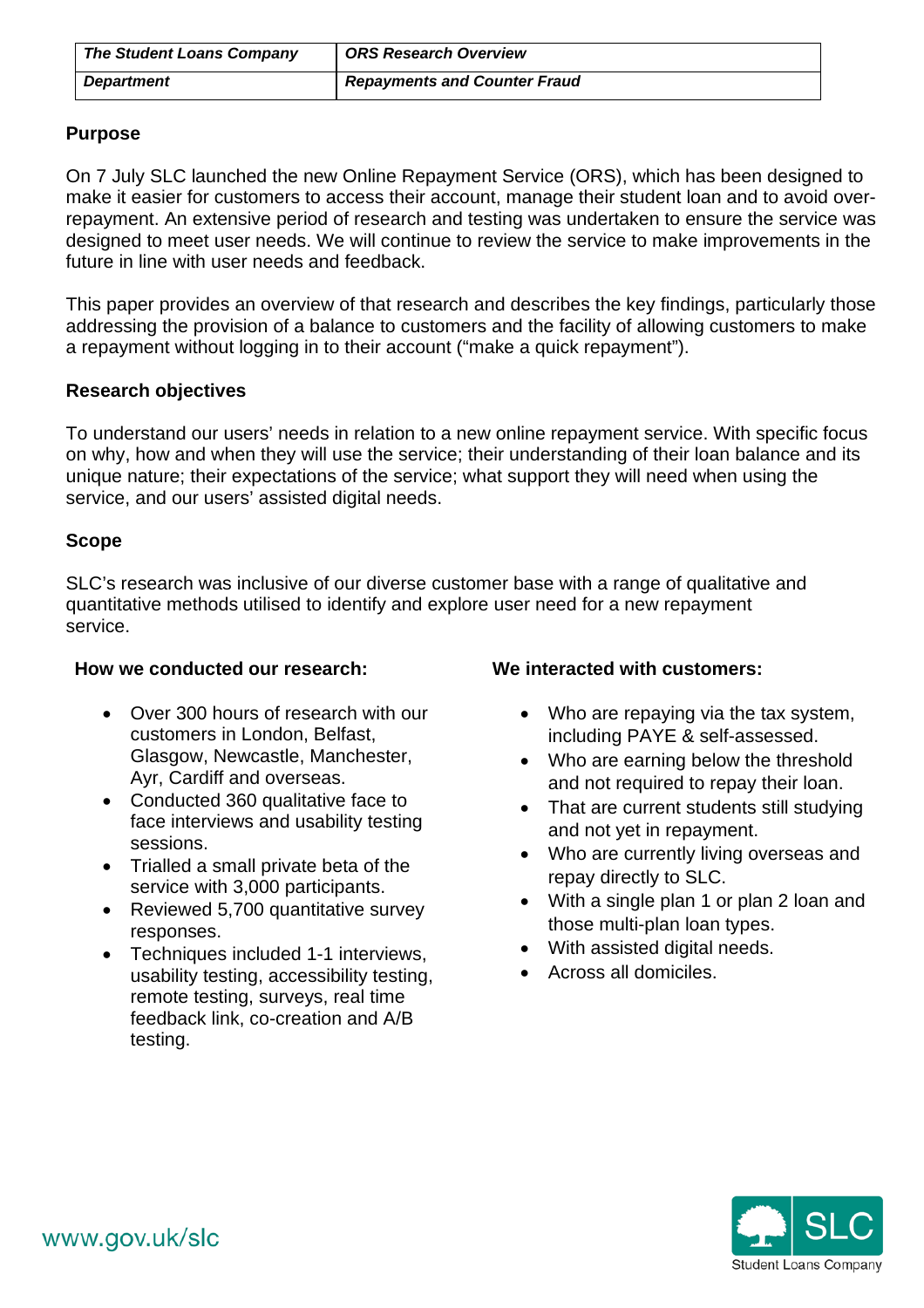| The Student Loans Company | ORS Research Overview |
|---|---|
| Department | Repayments and Counter Fraud |

**Purpose**

On 7 July SLC launched the new Online Repayment Service (ORS), which has been designed to make it easier for customers to access their account, manage their student loan and to avoid over-repayment. An extensive period of research and testing was undertaken to ensure the service was designed to meet user needs. We will continue to review the service to make improvements in the future in line with user needs and feedback.

This paper provides an overview of that research and describes the key findings, particularly those addressing the provision of a balance to customers and the facility of allowing customers to make a repayment without logging in to their account ("make a quick repayment").

**Research objectives**

To understand our users' needs in relation to a new online repayment service. With specific focus on why, how and when they will use the service; their understanding of their loan balance and its unique nature; their expectations of the service; what support they will need when using the service, and our users' assisted digital needs.

**Scope**

SLC's research was inclusive of our diverse customer base with a range of qualitative and quantitative methods utilised to identify and explore user need for a new repayment service.

**How we conducted our research:**

- Over 300 hours of research with our customers in London, Belfast, Glasgow, Newcastle, Manchester, Ayr, Cardiff and overseas.
- Conducted 360 qualitative face to face interviews and usability testing sessions.
- Trialled a small private beta of the service with 3,000 participants.
- Reviewed 5,700 quantitative survey responses.
- Techniques included 1-1 interviews, usability testing, accessibility testing, remote testing, surveys, real time feedback link, co-creation and A/B testing.

**We interacted with customers:**

- Who are repaying via the tax system, including PAYE & self-assessed.
- Who are earning below the threshold and not required to repay their loan.
- That are current students still studying and not yet in repayment.
- Who are currently living overseas and repay directly to SLC.
- With a single plan 1 or plan 2 loan and those multi-plan loan types.
- With assisted digital needs.
- Across all domiciles.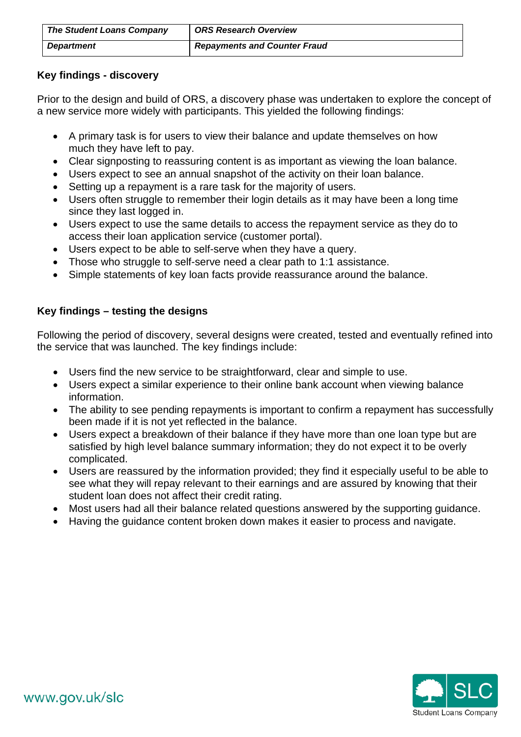## Key findings - discovery

Prior to the design and build of ORS, a discovery phase was undertaken to explore the concept of a new service more widely with participants. This yielded the following findings:

- A primary task is for users to view their balance and update themselves on how much they have left to pay.
- Clear signposting to reassuring content is as important as viewing the loan balance.
- Users expect to see an annual snapshot of the activity on their loan balance.
- Setting up a repayment is a rare task for the majority of users.
- Users often struggle to remember their login details as it may have been a long time since they last logged in.
- Users expect to use the same details to access the repayment service as they do to access their loan application service (customer portal).
- Users expect to be able to self-serve when they have a query.
- Those who struggle to self-serve need a clear path to 1:1 assistance.
- Simple statements of key loan facts provide reassurance around the balance.

## Key findings – testing the designs

Following the period of discovery, several designs were created, tested and eventually refined into the service that was launched. The key findings include:

- Users find the new service to be straightforward, clear and simple to use.
- Users expect a similar experience to their online bank account when viewing balance information.
- The ability to see pending repayments is important to confirm a repayment has successfully been made if it is not yet reflected in the balance.
- Users expect a breakdown of their balance if they have more than one loan type but are satisfied by high level balance summary information; they do not expect it to be overly complicated.
- Users are reassured by the information provided; they find it especially useful to be able to see what they will repay relevant to their earnings and are assured by knowing that their student loan does not affect their credit rating.
- Most users had all their balance related questions answered by the supporting guidance.
- Having the guidance content broken down makes it easier to process and navigate.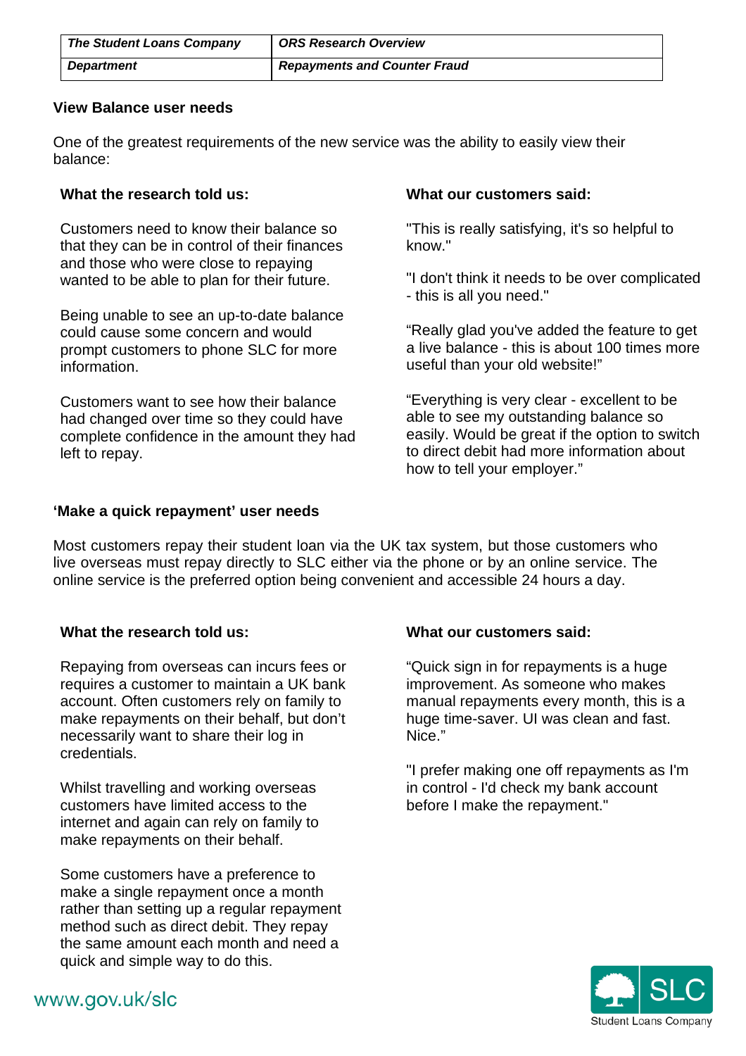### View Balance user needs

One of the greatest requirements of the new service was the ability to easily view their balance:

**What the research told us:**

Customers need to know their balance so that they can be in control of their finances and those who were close to repaying wanted to be able to plan for their future.

Being unable to see an up-to-date balance could cause some concern and would prompt customers to phone SLC for more information.

Customers want to see how their balance had changed over time so they could have complete confidence in the amount they had left to repay.

**What our customers said:**

"This is really satisfying, it's so helpful to know."

"I don't think it needs to be over complicated - this is all you need."

"Really glad you've added the feature to get a live balance - this is about 100 times more useful than your old website!"

"Everything is very clear - excellent to be able to see my outstanding balance so easily. Would be great if the option to switch to direct debit had more information about how to tell your employer."

### 'Make a quick repayment' user needs

Most customers repay their student loan via the UK tax system, but those customers who live overseas must repay directly to SLC either via the phone or by an online service. The online service is the preferred option being convenient and accessible 24 hours a day.

**What the research told us:**

Repaying from overseas can incurs fees or requires a customer to maintain a UK bank account. Often customers rely on family to make repayments on their behalf, but don't necessarily want to share their log in credentials.

Whilst travelling and working overseas customers have limited access to the internet and again can rely on family to make repayments on their behalf.

Some customers have a preference to make a single repayment once a month rather than setting up a regular repayment method such as direct debit. They repay the same amount each month and need a quick and simple way to do this.

**What our customers said:**

"Quick sign in for repayments is a huge improvement. As someone who makes manual repayments every month, this is a huge time-saver. UI was clean and fast. Nice."

"I prefer making one off repayments as I'm in control - I'd check my bank account before I make the repayment."